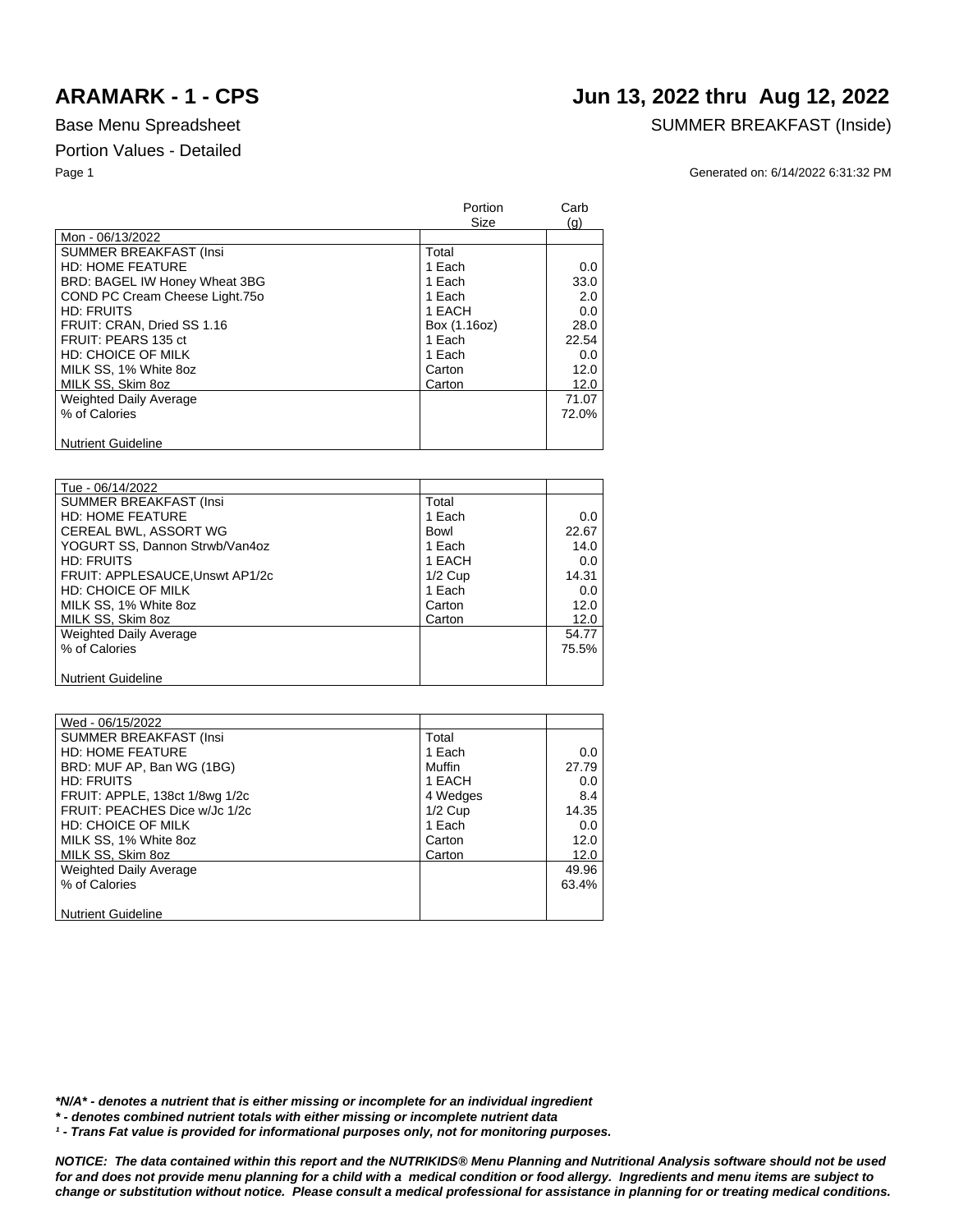# ARAMARK - 1 - CPS

# Jun 13, 2022 thru Aug 12, 2022

Base Menu Spreadsheet

SUMMER BREAKFAST (Inside)

Portion Values - Detailed

Generated on: 6/14/2022 6:31:32 PM

| | Portion Size | Carb (g) |
|---|---|---|
| Mon - 06/13/2022 | | |
| SUMMER BREAKFAST (Insi | Total | |
| HD: HOME FEATURE | 1 Each | 0.0 |
| BRD: BAGEL IW Honey Wheat 3BG | 1 Each | 33.0 |
| COND PC Cream Cheese Light.75o | 1 Each | 2.0 |
| HD: FRUITS | 1 EACH | 0.0 |
| FRUIT: CRAN, Dried SS 1.16 | Box (1.16oz) | 28.0 |
| FRUIT: PEARS 135 ct | 1 Each | 22.54 |
| HD: CHOICE OF MILK | 1 Each | 0.0 |
| MILK SS, 1% White 8oz | Carton | 12.0 |
| MILK SS, Skim 8oz | Carton | 12.0 |
| Weighted Daily Average | | 71.07 |
| % of Calories | | 72.0% |
| Nutrient Guideline | | |

| | Portion Size | Carb (g) |
|---|---|---|
| Tue - 06/14/2022 | | |
| SUMMER BREAKFAST (Insi | Total | |
| HD: HOME FEATURE | 1 Each | 0.0 |
| CEREAL BWL, ASSORT WG | Bowl | 22.67 |
| YOGURT SS, Dannon Strwb/Van4oz | 1 Each | 14.0 |
| HD: FRUITS | 1 EACH | 0.0 |
| FRUIT: APPLESAUCE,Unswt AP1/2c | 1/2 Cup | 14.31 |
| HD: CHOICE OF MILK | 1 Each | 0.0 |
| MILK SS, 1% White 8oz | Carton | 12.0 |
| MILK SS, Skim 8oz | Carton | 12.0 |
| Weighted Daily Average | | 54.77 |
| % of Calories | | 75.5% |
| Nutrient Guideline | | |

| | Portion Size | Carb (g) |
|---|---|---|
| Wed - 06/15/2022 | | |
| SUMMER BREAKFAST (Insi | Total | |
| HD: HOME FEATURE | 1 Each | 0.0 |
| BRD: MUF AP, Ban WG (1BG) | Muffin | 27.79 |
| HD: FRUITS | 1 EACH | 0.0 |
| FRUIT: APPLE, 138ct 1/8wg 1/2c | 4 Wedges | 8.4 |
| FRUIT: PEACHES Dice w/Jc 1/2c | 1/2 Cup | 14.35 |
| HD: CHOICE OF MILK | 1 Each | 0.0 |
| MILK SS, 1% White 8oz | Carton | 12.0 |
| MILK SS, Skim 8oz | Carton | 12.0 |
| Weighted Daily Average | | 49.96 |
| % of Calories | | 63.4% |
| Nutrient Guideline | | |

***N/A* - denotes a nutrient that is either missing or incomplete for an individual ingredient**

*** - denotes combined nutrient totals with either missing or incomplete nutrient data**

***¹ - Trans Fat value is provided for informational purposes only, not for monitoring purposes.***

***NOTICE: The data contained within this report and the NUTRIKIDS® Menu Planning and Nutritional Analysis software should not be used for and does not provide menu planning for a child with a medical condition or food allergy. Ingredients and menu items are subject to change or substitution without notice. Please consult a medical professional for assistance in planning for or treating medical conditions.***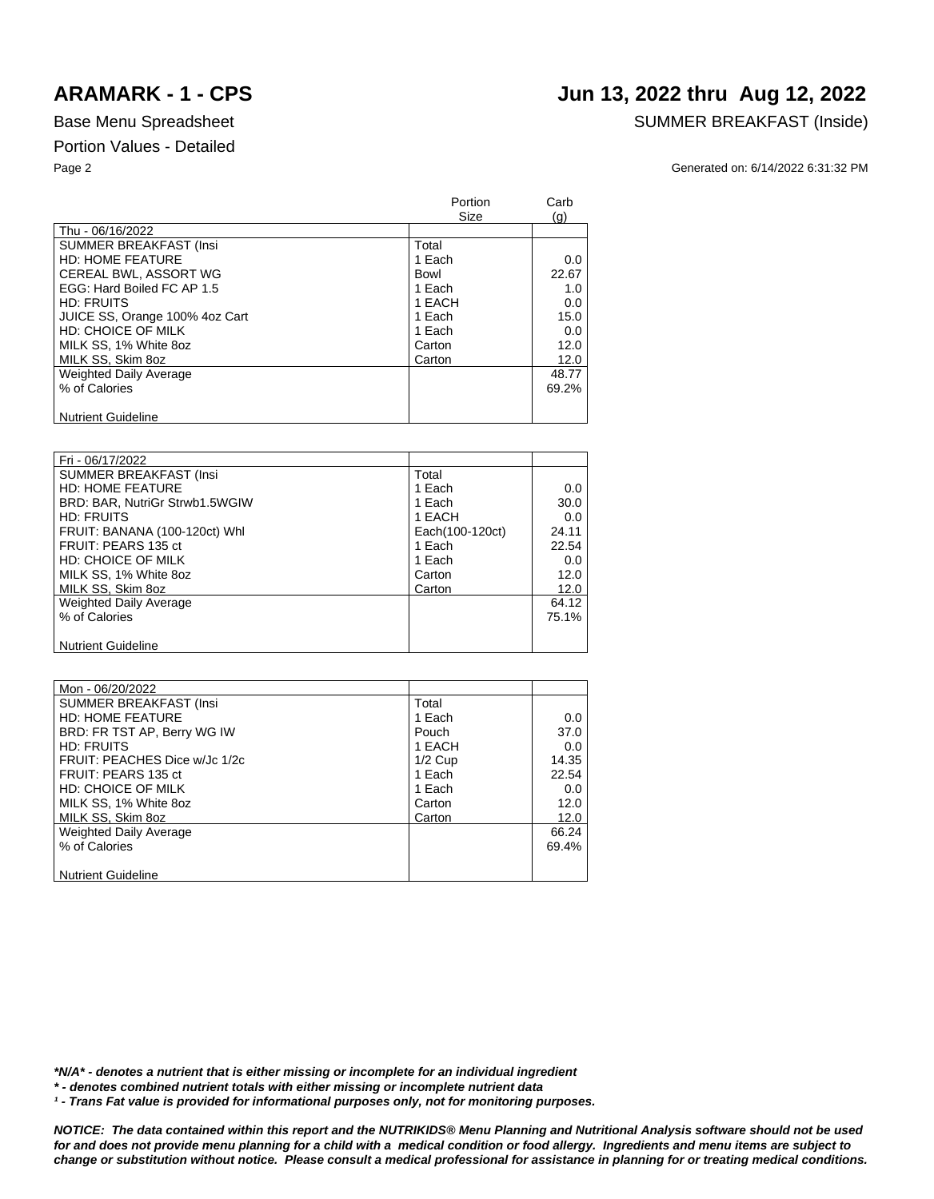# ARAMARK - 1 - CPS

# Jun 13, 2022 thru Aug 12, 2022

Base Menu Spreadsheet

SUMMER BREAKFAST (Inside)

Portion Values - Detailed

Generated on: 6/14/2022 6:31:32 PM

| | Portion Size | Carb (g) |
|---|---|---|
| Thu - 06/16/2022 | | |
| SUMMER BREAKFAST (Insi | Total | |
| HD: HOME FEATURE | 1 Each | 0.0 |
| CEREAL BWL, ASSORT WG | Bowl | 22.67 |
| EGG: Hard Boiled FC AP 1.5 | 1 Each | 1.0 |
| HD: FRUITS | 1 EACH | 0.0 |
| JUICE SS, Orange 100% 4oz Cart | 1 Each | 15.0 |
| HD: CHOICE OF MILK | 1 Each | 0.0 |
| MILK SS, 1% White 8oz | Carton | 12.0 |
| MILK SS, Skim 8oz | Carton | 12.0 |
| Weighted Daily Average | | 48.77 |
| % of Calories | | 69.2% |
| Nutrient Guideline | | |

| | Portion Size | Carb (g) |
|---|---|---|
| Fri - 06/17/2022 | | |
| SUMMER BREAKFAST (Insi | Total | |
| HD: HOME FEATURE | 1 Each | 0.0 |
| BRD: BAR, NutriGr Strwb1.5WGIW | 1 Each | 30.0 |
| HD: FRUITS | 1 EACH | 0.0 |
| FRUIT: BANANA (100-120ct) Whl | Each(100-120ct) | 24.11 |
| FRUIT: PEARS 135 ct | 1 Each | 22.54 |
| HD: CHOICE OF MILK | 1 Each | 0.0 |
| MILK SS, 1% White 8oz | Carton | 12.0 |
| MILK SS, Skim 8oz | Carton | 12.0 |
| Weighted Daily Average | | 64.12 |
| % of Calories | | 75.1% |
| Nutrient Guideline | | |

| | Portion Size | Carb (g) |
|---|---|---|
| Mon - 06/20/2022 | | |
| SUMMER BREAKFAST (Insi | Total | |
| HD: HOME FEATURE | 1 Each | 0.0 |
| BRD: FR TST AP, Berry WG IW | Pouch | 37.0 |
| HD: FRUITS | 1 EACH | 0.0 |
| FRUIT: PEACHES Dice w/Jc 1/2c | 1/2 Cup | 14.35 |
| FRUIT: PEARS 135 ct | 1 Each | 22.54 |
| HD: CHOICE OF MILK | 1 Each | 0.0 |
| MILK SS, 1% White 8oz | Carton | 12.0 |
| MILK SS, Skim 8oz | Carton | 12.0 |
| Weighted Daily Average | | 66.24 |
| % of Calories | | 69.4% |
| Nutrient Guideline | | |

***N/A* - denotes a nutrient that is either missing or incomplete for an individual ingredient**

***\* - denotes combined nutrient totals with either missing or incomplete nutrient data***

***¹ - Trans Fat value is provided for informational purposes only, not for monitoring purposes.***

***NOTICE: The data contained within this report and the NUTRIKIDS® Menu Planning and Nutritional Analysis software should not be used for and does not provide menu planning for a child with a medical condition or food allergy. Ingredients and menu items are subject to change or substitution without notice. Please consult a medical professional for assistance in planning for or treating medical conditions.***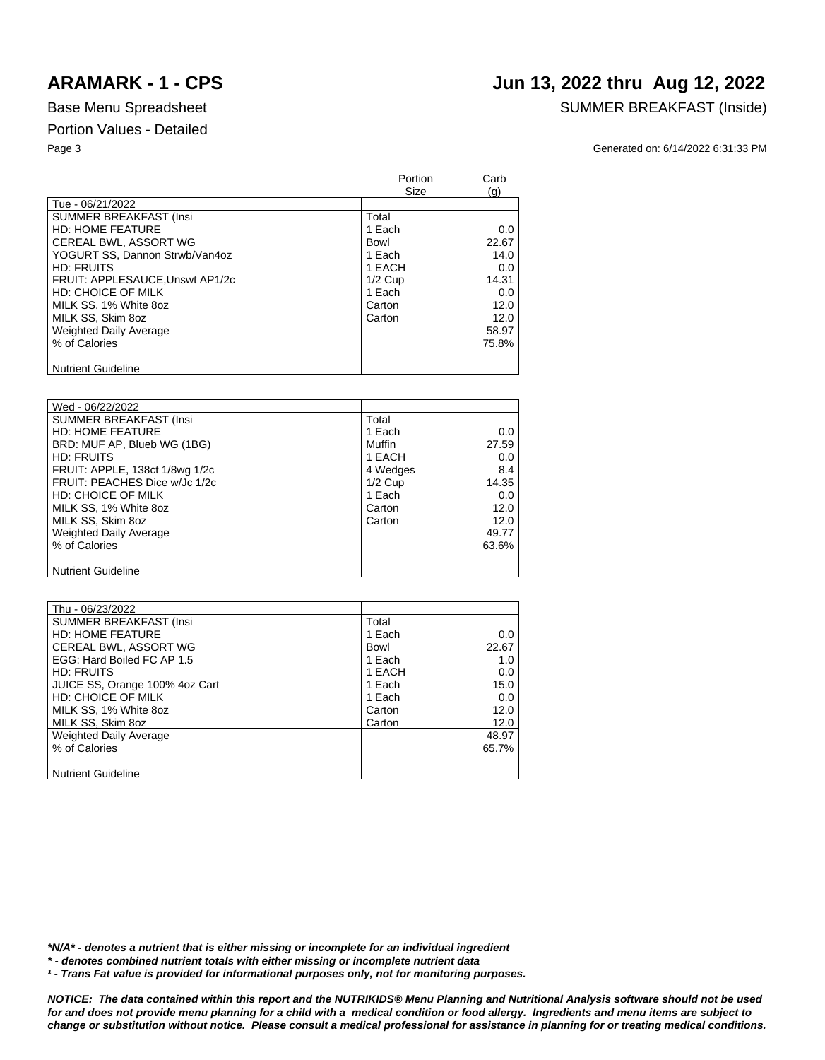# ARAMARK - 1 - CPS

## Jun 13, 2022 thru Aug 12, 2022

Base Menu Spreadsheet

SUMMER BREAKFAST (Inside)

Portion Values - Detailed

Generated on: 6/14/2022 6:31:33 PM

| | Portion Size | Carb (g) |
|---|---|---|
| Tue - 06/21/2022 | | |
| SUMMER BREAKFAST (Insi | Total | |
| HD: HOME FEATURE | 1 Each | 0.0 |
| CEREAL BWL, ASSORT WG | Bowl | 22.67 |
| YOGURT SS, Dannon Strwb/Van4oz | 1 Each | 14.0 |
| HD: FRUITS | 1 EACH | 0.0 |
| FRUIT: APPLESAUCE,Unswt AP1/2c | 1/2 Cup | 14.31 |
| HD: CHOICE OF MILK | 1 Each | 0.0 |
| MILK SS, 1% White 8oz | Carton | 12.0 |
| MILK SS, Skim 8oz | Carton | 12.0 |
| Weighted Daily Average | | 58.97 |
| % of Calories | | 75.8% |
| Nutrient Guideline | | |

| | | |
|---|---|---|
| Wed - 06/22/2022 | | |
| SUMMER BREAKFAST (Insi | Total | |
| HD: HOME FEATURE | 1 Each | 0.0 |
| BRD: MUF AP, Blueb WG (1BG) | Muffin | 27.59 |
| HD: FRUITS | 1 EACH | 0.0 |
| FRUIT: APPLE, 138ct 1/8wg 1/2c | 4 Wedges | 8.4 |
| FRUIT: PEACHES Dice w/Jc 1/2c | 1/2 Cup | 14.35 |
| HD: CHOICE OF MILK | 1 Each | 0.0 |
| MILK SS, 1% White 8oz | Carton | 12.0 |
| MILK SS, Skim 8oz | Carton | 12.0 |
| Weighted Daily Average | | 49.77 |
| % of Calories | | 63.6% |
| Nutrient Guideline | | |

| | | |
|---|---|---|
| Thu - 06/23/2022 | | |
| SUMMER BREAKFAST (Insi | Total | |
| HD: HOME FEATURE | 1 Each | 0.0 |
| CEREAL BWL, ASSORT WG | Bowl | 22.67 |
| EGG: Hard Boiled FC AP 1.5 | 1 Each | 1.0 |
| HD: FRUITS | 1 EACH | 0.0 |
| JUICE SS, Orange 100% 4oz Cart | 1 Each | 15.0 |
| HD: CHOICE OF MILK | 1 Each | 0.0 |
| MILK SS, 1% White 8oz | Carton | 12.0 |
| MILK SS, Skim 8oz | Carton | 12.0 |
| Weighted Daily Average | | 48.97 |
| % of Calories | | 65.7% |
| Nutrient Guideline | | |

***N/A* - denotes a nutrient that is either missing or incomplete for an individual ingredient**

***\* - denotes combined nutrient totals with either missing or incomplete nutrient data***

***¹ - Trans Fat value is provided for informational purposes only, not for monitoring purposes.***

***NOTICE: The data contained within this report and the NUTRIKIDS® Menu Planning and Nutritional Analysis software should not be used for and does not provide menu planning for a child with a medical condition or food allergy. Ingredients and menu items are subject to change or substitution without notice. Please consult a medical professional for assistance in planning for or treating medical conditions.***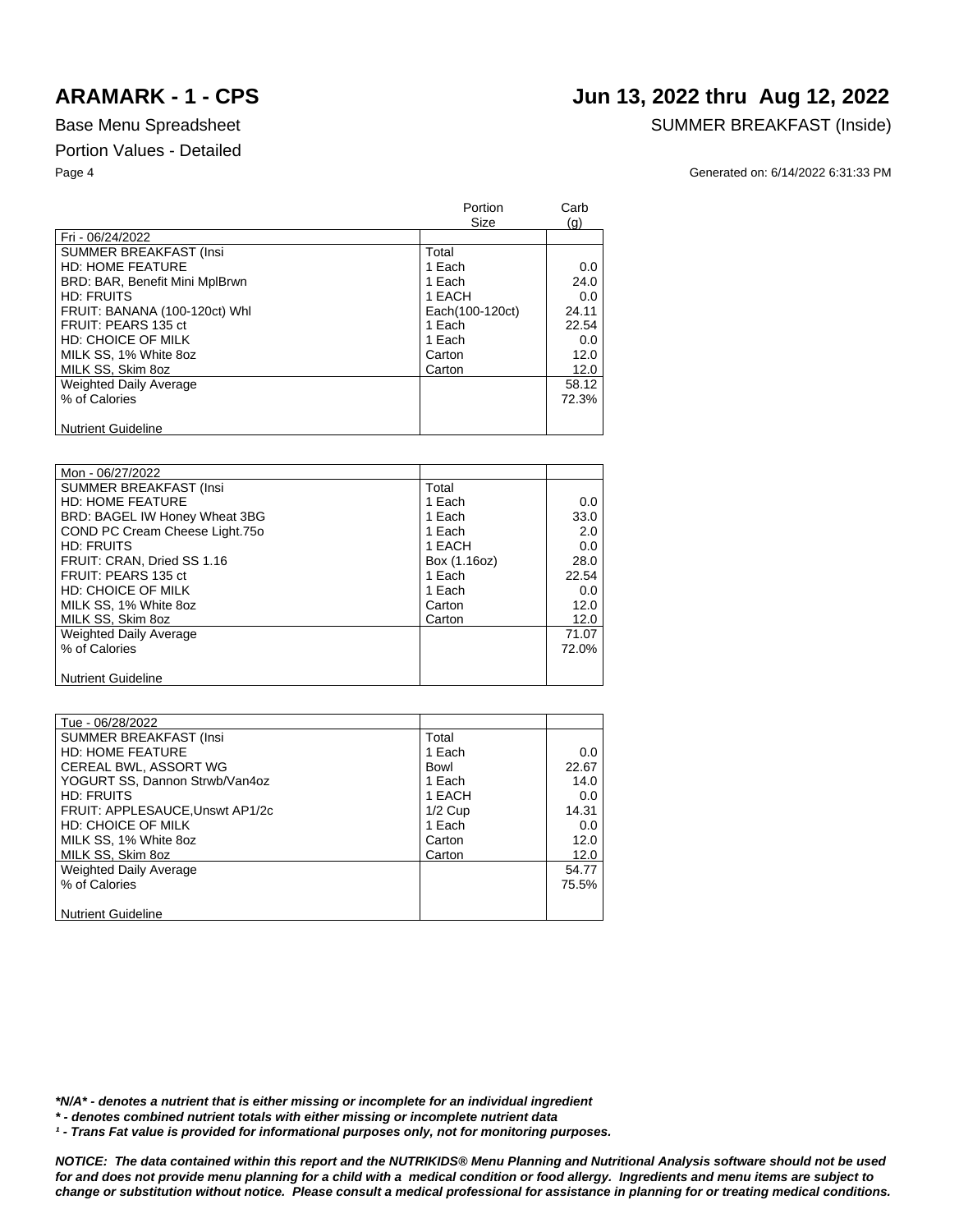# ARAMARK - 1 - CPS

## Jun 13, 2022 thru Aug 12, 2022

Base Menu Spreadsheet

SUMMER BREAKFAST (Inside)

Portion Values - Detailed

Generated on: 6/14/2022 6:31:33 PM

| | Portion Size | Carb (g) |
|---|---|---|
| Fri - 06/24/2022 | | |
| SUMMER BREAKFAST (Insi | Total | |
| HD: HOME FEATURE | 1 Each | 0.0 |
| BRD: BAR, Benefit Mini MplBrwn | 1 Each | 24.0 |
| HD: FRUITS | 1 EACH | 0.0 |
| FRUIT: BANANA (100-120ct) Whl | Each(100-120ct) | 24.11 |
| FRUIT: PEARS 135 ct | 1 Each | 22.54 |
| HD: CHOICE OF MILK | 1 Each | 0.0 |
| MILK SS, 1% White 8oz | Carton | 12.0 |
| MILK SS, Skim 8oz | Carton | 12.0 |
| Weighted Daily Average | | 58.12 |
| % of Calories | | 72.3% |
| Nutrient Guideline | | |

| | | |
|---|---|---|
| Mon - 06/27/2022 | | |
| SUMMER BREAKFAST (Insi | Total | |
| HD: HOME FEATURE | 1 Each | 0.0 |
| BRD: BAGEL IW Honey Wheat 3BG | 1 Each | 33.0 |
| COND PC Cream Cheese Light.75o | 1 Each | 2.0 |
| HD: FRUITS | 1 EACH | 0.0 |
| FRUIT: CRAN, Dried SS 1.16 | Box (1.16oz) | 28.0 |
| FRUIT: PEARS 135 ct | 1 Each | 22.54 |
| HD: CHOICE OF MILK | 1 Each | 0.0 |
| MILK SS, 1% White 8oz | Carton | 12.0 |
| MILK SS, Skim 8oz | Carton | 12.0 |
| Weighted Daily Average | | 71.07 |
| % of Calories | | 72.0% |
| Nutrient Guideline | | |

| | | |
|---|---|---|
| Tue - 06/28/2022 | | |
| SUMMER BREAKFAST (Insi | Total | |
| HD: HOME FEATURE | 1 Each | 0.0 |
| CEREAL BWL, ASSORT WG | Bowl | 22.67 |
| YOGURT SS, Dannon Strwb/Van4oz | 1 Each | 14.0 |
| HD: FRUITS | 1 EACH | 0.0 |
| FRUIT: APPLESAUCE,Unswt AP1/2c | 1/2 Cup | 14.31 |
| HD: CHOICE OF MILK | 1 Each | 0.0 |
| MILK SS, 1% White 8oz | Carton | 12.0 |
| MILK SS, Skim 8oz | Carton | 12.0 |
| Weighted Daily Average | | 54.77 |
| % of Calories | | 75.5% |
| Nutrient Guideline | | |

***N/A* - denotes a nutrient that is either missing or incomplete for an individual ingredient**

*** - denotes combined nutrient totals with either missing or incomplete nutrient data**

***¹ - Trans Fat value is provided for informational purposes only, not for monitoring purposes.***

***NOTICE: The data contained within this report and the NUTRIKIDS® Menu Planning and Nutritional Analysis software should not be used for and does not provide menu planning for a child with a medical condition or food allergy. Ingredients and menu items are subject to change or substitution without notice. Please consult a medical professional for assistance in planning for or treating medical conditions.***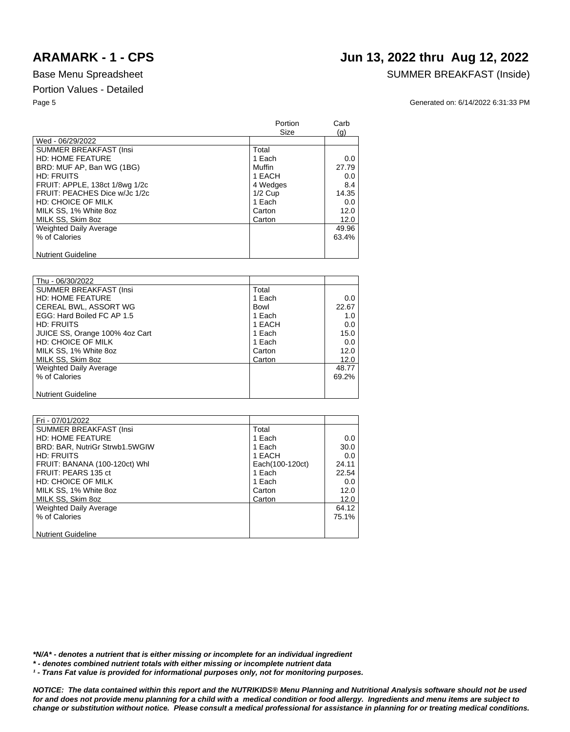# ARAMARK - 1 - CPS

## Jun 13, 2022 thru Aug 12, 2022

Base Menu Spreadsheet

SUMMER BREAKFAST (Inside)

Portion Values - Detailed

Generated on: 6/14/2022 6:31:33 PM

| | Portion Size | Carb (g) |
|---|---|---|
| Wed - 06/29/2022 | | |
| SUMMER BREAKFAST (Insi | Total | |
| HD: HOME FEATURE | 1 Each | 0.0 |
| BRD: MUF AP, Ban WG (1BG) | Muffin | 27.79 |
| HD: FRUITS | 1 EACH | 0.0 |
| FRUIT: APPLE, 138ct 1/8wg 1/2c | 4 Wedges | 8.4 |
| FRUIT: PEACHES Dice w/Jc 1/2c | 1/2 Cup | 14.35 |
| HD: CHOICE OF MILK | 1 Each | 0.0 |
| MILK SS, 1% White 8oz | Carton | 12.0 |
| MILK SS, Skim 8oz | Carton | 12.0 |
| Weighted Daily Average | | 49.96 |
| % of Calories | | 63.4% |
| Nutrient Guideline | | |

| | | |
|---|---|---|
| Thu - 06/30/2022 | | |
| SUMMER BREAKFAST (Insi | Total | |
| HD: HOME FEATURE | 1 Each | 0.0 |
| CEREAL BWL, ASSORT WG | Bowl | 22.67 |
| EGG: Hard Boiled FC AP 1.5 | 1 Each | 1.0 |
| HD: FRUITS | 1 EACH | 0.0 |
| JUICE SS, Orange 100% 4oz Cart | 1 Each | 15.0 |
| HD: CHOICE OF MILK | 1 Each | 0.0 |
| MILK SS, 1% White 8oz | Carton | 12.0 |
| MILK SS, Skim 8oz | Carton | 12.0 |
| Weighted Daily Average | | 48.77 |
| % of Calories | | 69.2% |
| Nutrient Guideline | | |

| | | |
|---|---|---|
| Fri - 07/01/2022 | | |
| SUMMER BREAKFAST (Insi | Total | |
| HD: HOME FEATURE | 1 Each | 0.0 |
| BRD: BAR, NutriGr Strwb1.5WGIW | 1 Each | 30.0 |
| HD: FRUITS | 1 EACH | 0.0 |
| FRUIT: BANANA (100-120ct) Whl | Each(100-120ct) | 24.11 |
| FRUIT: PEARS 135 ct | 1 Each | 22.54 |
| HD: CHOICE OF MILK | 1 Each | 0.0 |
| MILK SS, 1% White 8oz | Carton | 12.0 |
| MILK SS, Skim 8oz | Carton | 12.0 |
| Weighted Daily Average | | 64.12 |
| % of Calories | | 75.1% |
| Nutrient Guideline | | |

***N/A* - denotes a nutrient that is either missing or incomplete for an individual ingredient**

***\* - denotes combined nutrient totals with either missing or incomplete nutrient data***

***¹ - Trans Fat value is provided for informational purposes only, not for monitoring purposes.***

***NOTICE: The data contained within this report and the NUTRIKIDS® Menu Planning and Nutritional Analysis software should not be used for and does not provide menu planning for a child with a medical condition or food allergy. Ingredients and menu items are subject to change or substitution without notice. Please consult a medical professional for assistance in planning for or treating medical conditions.***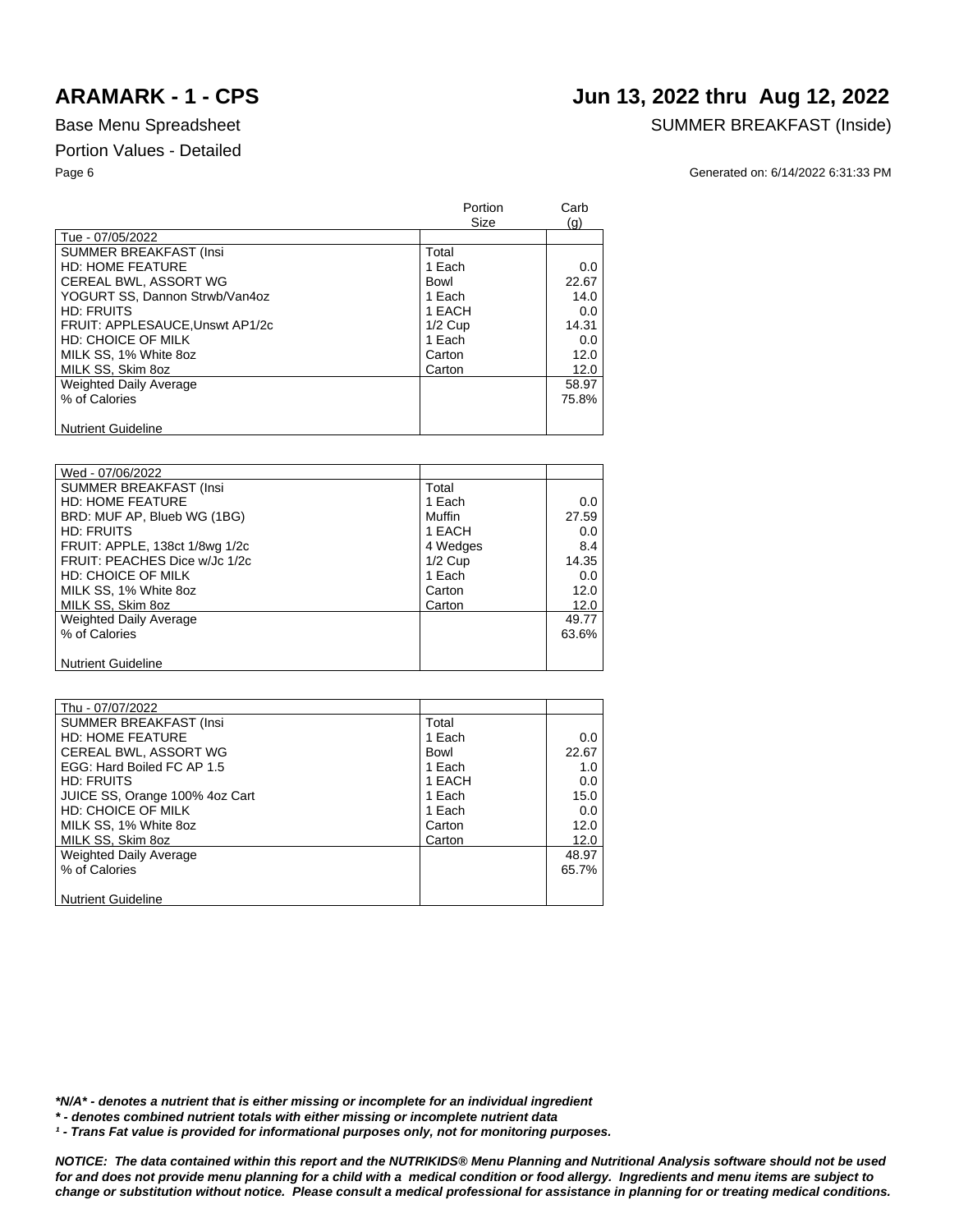# ARAMARK - 1 - CPS

# Jun 13, 2022 thru Aug 12, 2022

Base Menu Spreadsheet

SUMMER BREAKFAST (Inside)

Portion Values - Detailed

Generated on: 6/14/2022 6:31:33 PM

| | Portion Size | Carb (g) |
|---|---|---|
| Tue - 07/05/2022 | | |
| SUMMER BREAKFAST (Insi | Total | |
| HD: HOME FEATURE | 1 Each | 0.0 |
| CEREAL BWL, ASSORT WG | Bowl | 22.67 |
| YOGURT SS, Dannon Strwb/Van4oz | 1 Each | 14.0 |
| HD: FRUITS | 1 EACH | 0.0 |
| FRUIT: APPLESAUCE,Unswt AP1/2c | 1/2 Cup | 14.31 |
| HD: CHOICE OF MILK | 1 Each | 0.0 |
| MILK SS, 1% White 8oz | Carton | 12.0 |
| MILK SS, Skim 8oz | Carton | 12.0 |
| Weighted Daily Average | | 58.97 |
| % of Calories | | 75.8% |
| Nutrient Guideline | | |

| | | |
|---|---|---|
| Wed - 07/06/2022 | | |
| SUMMER BREAKFAST (Insi | Total | |
| HD: HOME FEATURE | 1 Each | 0.0 |
| BRD: MUF AP, Blueb WG (1BG) | Muffin | 27.59 |
| HD: FRUITS | 1 EACH | 0.0 |
| FRUIT: APPLE, 138ct 1/8wg 1/2c | 4 Wedges | 8.4 |
| FRUIT: PEACHES Dice w/Jc 1/2c | 1/2 Cup | 14.35 |
| HD: CHOICE OF MILK | 1 Each | 0.0 |
| MILK SS, 1% White 8oz | Carton | 12.0 |
| MILK SS, Skim 8oz | Carton | 12.0 |
| Weighted Daily Average | | 49.77 |
| % of Calories | | 63.6% |
| Nutrient Guideline | | |

| | | |
|---|---|---|
| Thu - 07/07/2022 | | |
| SUMMER BREAKFAST (Insi | Total | |
| HD: HOME FEATURE | 1 Each | 0.0 |
| CEREAL BWL, ASSORT WG | Bowl | 22.67 |
| EGG: Hard Boiled FC AP 1.5 | 1 Each | 1.0 |
| HD: FRUITS | 1 EACH | 0.0 |
| JUICE SS, Orange 100% 4oz Cart | 1 Each | 15.0 |
| HD: CHOICE OF MILK | 1 Each | 0.0 |
| MILK SS, 1% White 8oz | Carton | 12.0 |
| MILK SS, Skim 8oz | Carton | 12.0 |
| Weighted Daily Average | | 48.97 |
| % of Calories | | 65.7% |
| Nutrient Guideline | | |

***N/A* - denotes a nutrient that is either missing or incomplete for an individual ingredient**

*** - denotes combined nutrient totals with either missing or incomplete nutrient data**

**¹ - Trans Fat value is provided for informational purposes only, not for monitoring purposes.**

***NOTICE: The data contained within this report and the NUTRIKIDS® Menu Planning and Nutritional Analysis software should not be used for and does not provide menu planning for a child with a medical condition or food allergy. Ingredients and menu items are subject to change or substitution without notice. Please consult a medical professional for assistance in planning for or treating medical conditions.***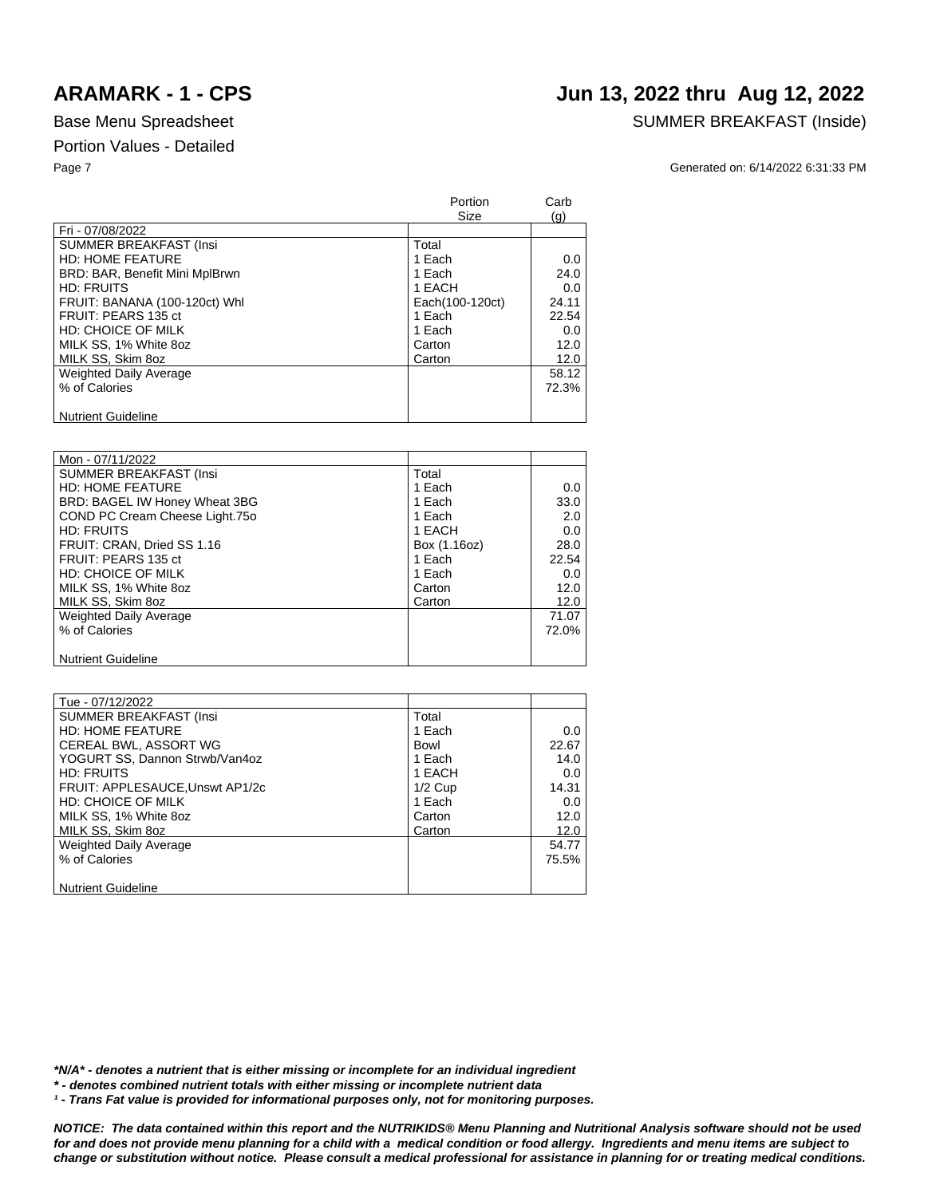# ARAMARK - 1 - CPS

# Jun 13, 2022 thru Aug 12, 2022

Base Menu Spreadsheet

SUMMER BREAKFAST (Inside)

Portion Values - Detailed

Generated on: 6/14/2022 6:31:33 PM

| | Portion Size | Carb (g) |
|---|---|---|
| Fri - 07/08/2022 | | |
| SUMMER BREAKFAST (Insi | Total | |
| HD: HOME FEATURE | 1 Each | 0.0 |
| BRD: BAR, Benefit Mini MplBrwn | 1 Each | 24.0 |
| HD: FRUITS | 1 EACH | 0.0 |
| FRUIT: BANANA (100-120ct) Whl | Each(100-120ct) | 24.11 |
| FRUIT: PEARS 135 ct | 1 Each | 22.54 |
| HD: CHOICE OF MILK | 1 Each | 0.0 |
| MILK SS, 1% White 8oz | Carton | 12.0 |
| MILK SS, Skim 8oz | Carton | 12.0 |
| Weighted Daily Average | | 58.12 |
| % of Calories | | 72.3% |
| Nutrient Guideline | | |

| | Portion Size | Carb (g) |
|---|---|---|
| Mon - 07/11/2022 | | |
| SUMMER BREAKFAST (Insi | Total | |
| HD: HOME FEATURE | 1 Each | 0.0 |
| BRD: BAGEL IW Honey Wheat 3BG | 1 Each | 33.0 |
| COND PC Cream Cheese Light.75o | 1 Each | 2.0 |
| HD: FRUITS | 1 EACH | 0.0 |
| FRUIT: CRAN, Dried SS 1.16 | Box (1.16oz) | 28.0 |
| FRUIT: PEARS 135 ct | 1 Each | 22.54 |
| HD: CHOICE OF MILK | 1 Each | 0.0 |
| MILK SS, 1% White 8oz | Carton | 12.0 |
| MILK SS, Skim 8oz | Carton | 12.0 |
| Weighted Daily Average | | 71.07 |
| % of Calories | | 72.0% |
| Nutrient Guideline | | |

| | Portion Size | Carb (g) |
|---|---|---|
| Tue - 07/12/2022 | | |
| SUMMER BREAKFAST (Insi | Total | |
| HD: HOME FEATURE | 1 Each | 0.0 |
| CEREAL BWL, ASSORT WG | Bowl | 22.67 |
| YOGURT SS, Dannon Strwb/Van4oz | 1 Each | 14.0 |
| HD: FRUITS | 1 EACH | 0.0 |
| FRUIT: APPLESAUCE,Unswt AP1/2c | 1/2 Cup | 14.31 |
| HD: CHOICE OF MILK | 1 Each | 0.0 |
| MILK SS, 1% White 8oz | Carton | 12.0 |
| MILK SS, Skim 8oz | Carton | 12.0 |
| Weighted Daily Average | | 54.77 |
| % of Calories | | 75.5% |
| Nutrient Guideline | | |

***N/A* - denotes a nutrient that is either missing or incomplete for an individual ingredient**

***\* - denotes combined nutrient totals with either missing or incomplete nutrient data***

***¹ - Trans Fat value is provided for informational purposes only, not for monitoring purposes.***

***NOTICE: The data contained within this report and the NUTRIKIDS® Menu Planning and Nutritional Analysis software should not be used for and does not provide menu planning for a child with a medical condition or food allergy. Ingredients and menu items are subject to change or substitution without notice. Please consult a medical professional for assistance in planning for or treating medical conditions.***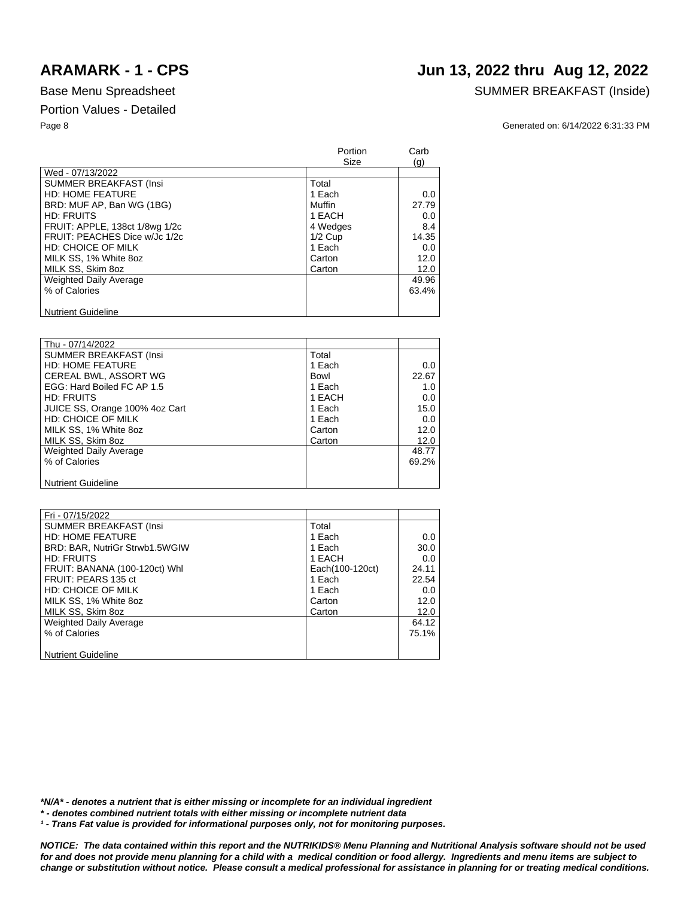# ARAMARK - 1 - CPS

## Jun 13, 2022 thru Aug 12, 2022

Base Menu Spreadsheet

SUMMER BREAKFAST (Inside)

Portion Values - Detailed

Generated on: 6/14/2022 6:31:33 PM

| | Portion Size | Carb (g) |
|---|---|---|
| Wed - 07/13/2022 | | |
| SUMMER BREAKFAST (Insi | Total | |
| HD: HOME FEATURE | 1 Each | 0.0 |
| BRD: MUF AP, Ban WG (1BG) | Muffin | 27.79 |
| HD: FRUITS | 1 EACH | 0.0 |
| FRUIT: APPLE, 138ct 1/8wg 1/2c | 4 Wedges | 8.4 |
| FRUIT: PEACHES Dice w/Jc 1/2c | 1/2 Cup | 14.35 |
| HD: CHOICE OF MILK | 1 Each | 0.0 |
| MILK SS, 1% White 8oz | Carton | 12.0 |
| MILK SS, Skim 8oz | Carton | 12.0 |
| Weighted Daily Average | | 49.96 |
| % of Calories | | 63.4% |
| Nutrient Guideline | | |

| | | |
|---|---|---|
| Thu - 07/14/2022 | | |
| SUMMER BREAKFAST (Insi | Total | |
| HD: HOME FEATURE | 1 Each | 0.0 |
| CEREAL BWL, ASSORT WG | Bowl | 22.67 |
| EGG: Hard Boiled FC AP 1.5 | 1 Each | 1.0 |
| HD: FRUITS | 1 EACH | 0.0 |
| JUICE SS, Orange 100% 4oz Cart | 1 Each | 15.0 |
| HD: CHOICE OF MILK | 1 Each | 0.0 |
| MILK SS, 1% White 8oz | Carton | 12.0 |
| MILK SS, Skim 8oz | Carton | 12.0 |
| Weighted Daily Average | | 48.77 |
| % of Calories | | 69.2% |
| Nutrient Guideline | | |

| | | |
|---|---|---|
| Fri - 07/15/2022 | | |
| SUMMER BREAKFAST (Insi | Total | |
| HD: HOME FEATURE | 1 Each | 0.0 |
| BRD: BAR, NutriGr Strwb1.5WGIW | 1 Each | 30.0 |
| HD: FRUITS | 1 EACH | 0.0 |
| FRUIT: BANANA (100-120ct) Whl | Each(100-120ct) | 24.11 |
| FRUIT: PEARS 135 ct | 1 Each | 22.54 |
| HD: CHOICE OF MILK | 1 Each | 0.0 |
| MILK SS, 1% White 8oz | Carton | 12.0 |
| MILK SS, Skim 8oz | Carton | 12.0 |
| Weighted Daily Average | | 64.12 |
| % of Calories | | 75.1% |
| Nutrient Guideline | | |

***N/A* - denotes a nutrient that is either missing or incomplete for an individual ingredient***

***\* - denotes combined nutrient totals with either missing or incomplete nutrient data***

***¹ - Trans Fat value is provided for informational purposes only, not for monitoring purposes.***

***NOTICE: The data contained within this report and the NUTRIKIDS® Menu Planning and Nutritional Analysis software should not be used for and does not provide menu planning for a child with a medical condition or food allergy. Ingredients and menu items are subject to change or substitution without notice. Please consult a medical professional for assistance in planning for or treating medical conditions.***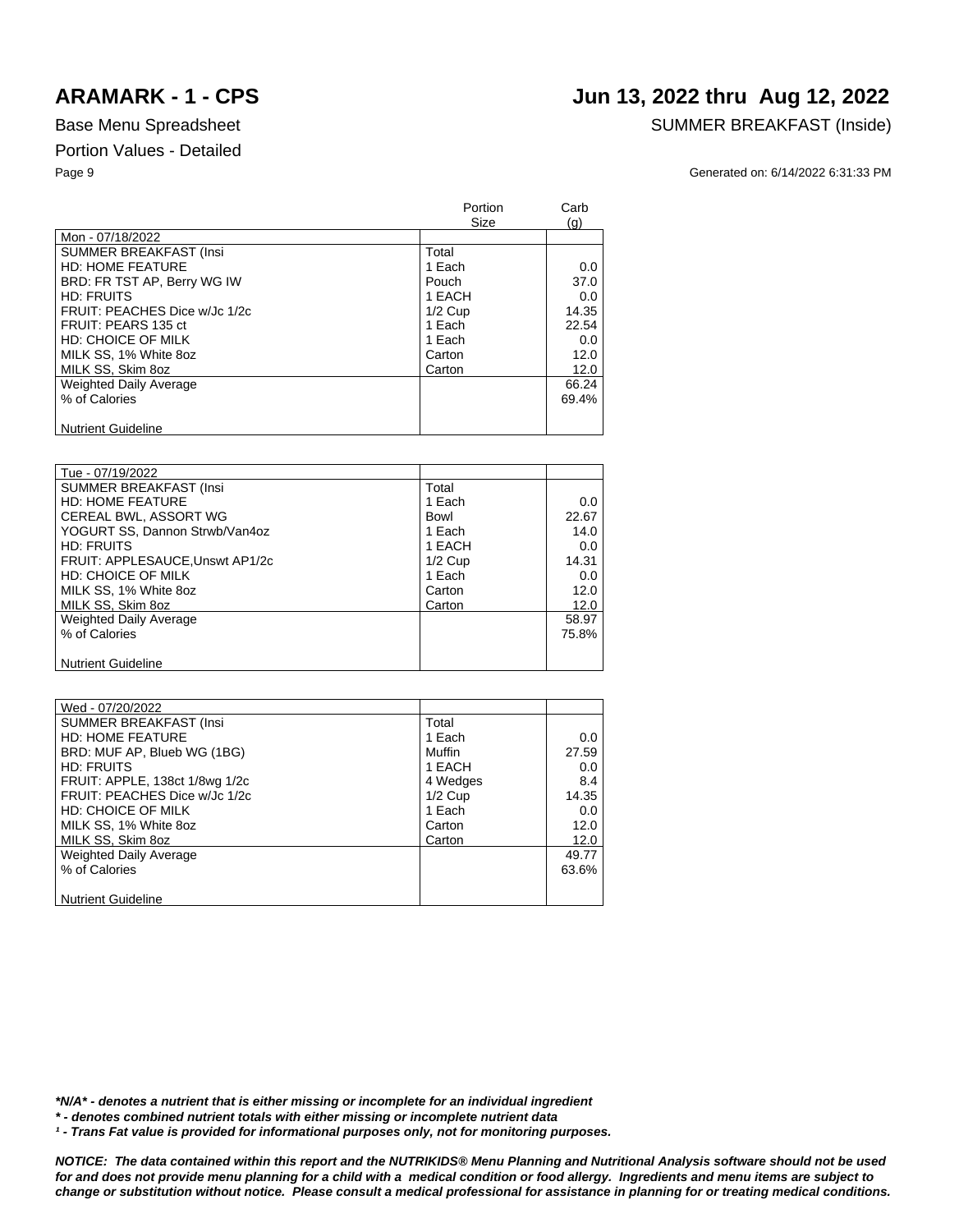# ARAMARK - 1 - CPS

# Jun 13, 2022 thru Aug 12, 2022

Base Menu Spreadsheet

SUMMER BREAKFAST (Inside)

Portion Values - Detailed

Generated on: 6/14/2022 6:31:33 PM

| | Portion Size | Carb (g) |
|---|---|---|
| Mon - 07/18/2022 | | |
| SUMMER BREAKFAST (Insi | Total | |
| HD: HOME FEATURE | 1 Each | 0.0 |
| BRD: FR TST AP, Berry WG IW | Pouch | 37.0 |
| HD: FRUITS | 1 EACH | 0.0 |
| FRUIT: PEACHES Dice w/Jc 1/2c | 1/2 Cup | 14.35 |
| FRUIT: PEARS 135 ct | 1 Each | 22.54 |
| HD: CHOICE OF MILK | 1 Each | 0.0 |
| MILK SS, 1% White 8oz | Carton | 12.0 |
| MILK SS, Skim 8oz | Carton | 12.0 |
| Weighted Daily Average | | 66.24 |
| % of Calories | | 69.4% |
| Nutrient Guideline | | |

| | | |
|---|---|---|
| Tue - 07/19/2022 | | |
| SUMMER BREAKFAST (Insi | Total | |
| HD: HOME FEATURE | 1 Each | 0.0 |
| CEREAL BWL, ASSORT WG | Bowl | 22.67 |
| YOGURT SS, Dannon Strwb/Van4oz | 1 Each | 14.0 |
| HD: FRUITS | 1 EACH | 0.0 |
| FRUIT: APPLESAUCE,Unswt AP1/2c | 1/2 Cup | 14.31 |
| HD: CHOICE OF MILK | 1 Each | 0.0 |
| MILK SS, 1% White 8oz | Carton | 12.0 |
| MILK SS, Skim 8oz | Carton | 12.0 |
| Weighted Daily Average | | 58.97 |
| % of Calories | | 75.8% |
| Nutrient Guideline | | |

| | | |
|---|---|---|
| Wed - 07/20/2022 | | |
| SUMMER BREAKFAST (Insi | Total | |
| HD: HOME FEATURE | 1 Each | 0.0 |
| BRD: MUF AP, Blueb WG (1BG) | Muffin | 27.59 |
| HD: FRUITS | 1 EACH | 0.0 |
| FRUIT: APPLE, 138ct 1/8wg 1/2c | 4 Wedges | 8.4 |
| FRUIT: PEACHES Dice w/Jc 1/2c | 1/2 Cup | 14.35 |
| HD: CHOICE OF MILK | 1 Each | 0.0 |
| MILK SS, 1% White 8oz | Carton | 12.0 |
| MILK SS, Skim 8oz | Carton | 12.0 |
| Weighted Daily Average | | 49.77 |
| % of Calories | | 63.6% |
| Nutrient Guideline | | |

***N/A* - denotes a nutrient that is either missing or incomplete for an individual ingredient**

**\* - denotes combined nutrient totals with either missing or incomplete nutrient data**

**¹ - Trans Fat value is provided for informational purposes only, not for monitoring purposes.**

***NOTICE: The data contained within this report and the NUTRIKIDS® Menu Planning and Nutritional Analysis software should not be used for and does not provide menu planning for a child with a medical condition or food allergy. Ingredients and menu items are subject to change or substitution without notice. Please consult a medical professional for assistance in planning for or treating medical conditions.***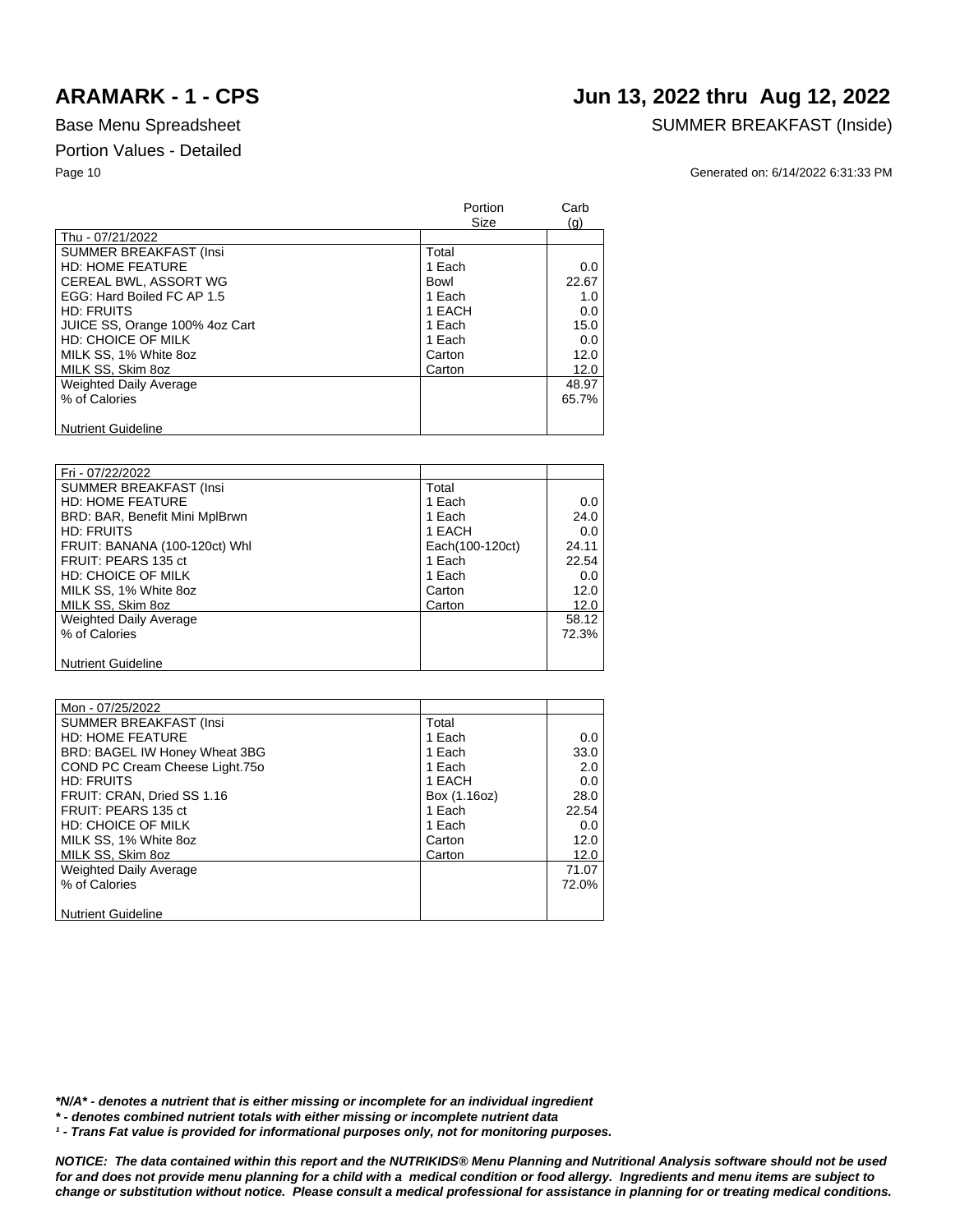# ARAMARK - 1 - CPS

# Jun 13, 2022 thru Aug 12, 2022

Base Menu Spreadsheet

SUMMER BREAKFAST (Inside)

Portion Values - Detailed

Generated on: 6/14/2022 6:31:33 PM

| | Portion Size | Carb (g) |
|---|---|---|
| Thu - 07/21/2022 | | |
| SUMMER BREAKFAST (Insi | Total | |
| HD: HOME FEATURE | 1 Each | 0.0 |
| CEREAL BWL, ASSORT WG | Bowl | 22.67 |
| EGG: Hard Boiled FC AP 1.5 | 1 Each | 1.0 |
| HD: FRUITS | 1 EACH | 0.0 |
| JUICE SS, Orange 100% 4oz Cart | 1 Each | 15.0 |
| HD: CHOICE OF MILK | 1 Each | 0.0 |
| MILK SS, 1% White 8oz | Carton | 12.0 |
| MILK SS, Skim 8oz | Carton | 12.0 |
| Weighted Daily Average | | 48.97 |
| % of Calories | | 65.7% |
| Nutrient Guideline | | |

| | | |
|---|---|---|
| Fri - 07/22/2022 | | |
| SUMMER BREAKFAST (Insi | Total | |
| HD: HOME FEATURE | 1 Each | 0.0 |
| BRD: BAR, Benefit Mini MplBrwn | 1 Each | 24.0 |
| HD: FRUITS | 1 EACH | 0.0 |
| FRUIT: BANANA (100-120ct) Whl | Each(100-120ct) | 24.11 |
| FRUIT: PEARS 135 ct | 1 Each | 22.54 |
| HD: CHOICE OF MILK | 1 Each | 0.0 |
| MILK SS, 1% White 8oz | Carton | 12.0 |
| MILK SS, Skim 8oz | Carton | 12.0 |
| Weighted Daily Average | | 58.12 |
| % of Calories | | 72.3% |
| Nutrient Guideline | | |

| | | |
|---|---|---|
| Mon - 07/25/2022 | | |
| SUMMER BREAKFAST (Insi | Total | |
| HD: HOME FEATURE | 1 Each | 0.0 |
| BRD: BAGEL IW Honey Wheat 3BG | 1 Each | 33.0 |
| COND PC Cream Cheese Light.75o | 1 Each | 2.0 |
| HD: FRUITS | 1 EACH | 0.0 |
| FRUIT: CRAN, Dried SS 1.16 | Box (1.16oz) | 28.0 |
| FRUIT: PEARS 135 ct | 1 Each | 22.54 |
| HD: CHOICE OF MILK | 1 Each | 0.0 |
| MILK SS, 1% White 8oz | Carton | 12.0 |
| MILK SS, Skim 8oz | Carton | 12.0 |
| Weighted Daily Average | | 71.07 |
| % of Calories | | 72.0% |
| Nutrient Guideline | | |

***N/A* - denotes a nutrient that is either missing or incomplete for an individual ingredient**

*** - denotes combined nutrient totals with either missing or incomplete nutrient data**

***¹ - Trans Fat value is provided for informational purposes only, not for monitoring purposes.***

***NOTICE: The data contained within this report and the NUTRIKIDS® Menu Planning and Nutritional Analysis software should not be used for and does not provide menu planning for a child with a medical condition or food allergy. Ingredients and menu items are subject to change or substitution without notice. Please consult a medical professional for assistance in planning for or treating medical conditions.***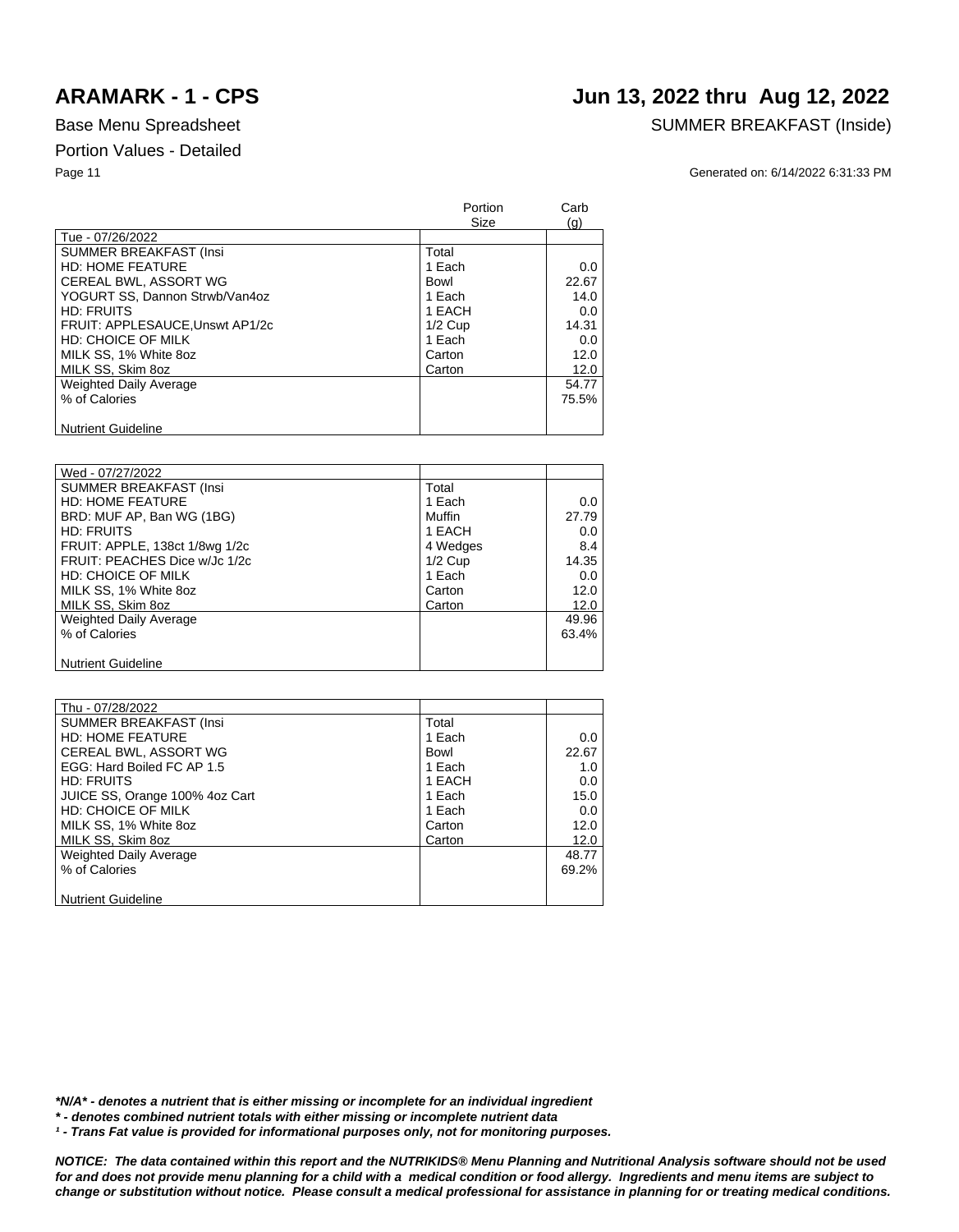# ARAMARK - 1 - CPS

# Jun 13, 2022 thru Aug 12, 2022

Base Menu Spreadsheet

SUMMER BREAKFAST (Inside)

Portion Values - Detailed

Generated on: 6/14/2022 6:31:33 PM

| | Portion Size | Carb (g) |
|---|---|---|
| Tue - 07/26/2022 | | |
| SUMMER BREAKFAST (Insi | Total | |
| HD: HOME FEATURE | 1 Each | 0.0 |
| CEREAL BWL, ASSORT WG | Bowl | 22.67 |
| YOGURT SS, Dannon Strwb/Van4oz | 1 Each | 14.0 |
| HD: FRUITS | 1 EACH | 0.0 |
| FRUIT: APPLESAUCE,Unswt AP1/2c | 1/2 Cup | 14.31 |
| HD: CHOICE OF MILK | 1 Each | 0.0 |
| MILK SS, 1% White 8oz | Carton | 12.0 |
| MILK SS, Skim 8oz | Carton | 12.0 |
| Weighted Daily Average | | 54.77 |
| % of Calories | | 75.5% |
| Nutrient Guideline | | |

| | Portion Size | Carb (g) |
|---|---|---|
| Wed - 07/27/2022 | | |
| SUMMER BREAKFAST (Insi | Total | |
| HD: HOME FEATURE | 1 Each | 0.0 |
| BRD: MUF AP, Ban WG (1BG) | Muffin | 27.79 |
| HD: FRUITS | 1 EACH | 0.0 |
| FRUIT: APPLE, 138ct 1/8wg 1/2c | 4 Wedges | 8.4 |
| FRUIT: PEACHES Dice w/Jc 1/2c | 1/2 Cup | 14.35 |
| HD: CHOICE OF MILK | 1 Each | 0.0 |
| MILK SS, 1% White 8oz | Carton | 12.0 |
| MILK SS, Skim 8oz | Carton | 12.0 |
| Weighted Daily Average | | 49.96 |
| % of Calories | | 63.4% |
| Nutrient Guideline | | |

| | Portion Size | Carb (g) |
|---|---|---|
| Thu - 07/28/2022 | | |
| SUMMER BREAKFAST (Insi | Total | |
| HD: HOME FEATURE | 1 Each | 0.0 |
| CEREAL BWL, ASSORT WG | Bowl | 22.67 |
| EGG: Hard Boiled FC AP 1.5 | 1 Each | 1.0 |
| HD: FRUITS | 1 EACH | 0.0 |
| JUICE SS, Orange 100% 4oz Cart | 1 Each | 15.0 |
| HD: CHOICE OF MILK | 1 Each | 0.0 |
| MILK SS, 1% White 8oz | Carton | 12.0 |
| MILK SS, Skim 8oz | Carton | 12.0 |
| Weighted Daily Average | | 48.77 |
| % of Calories | | 69.2% |
| Nutrient Guideline | | |

***N/A* - denotes a nutrient that is either missing or incomplete for an individual ingredient**

***\* - denotes combined nutrient totals with either missing or incomplete nutrient data***

***¹ - Trans Fat value is provided for informational purposes only, not for monitoring purposes.***

***NOTICE: The data contained within this report and the NUTRIKIDS® Menu Planning and Nutritional Analysis software should not be used for and does not provide menu planning for a child with a medical condition or food allergy. Ingredients and menu items are subject to change or substitution without notice. Please consult a medical professional for assistance in planning for or treating medical conditions.***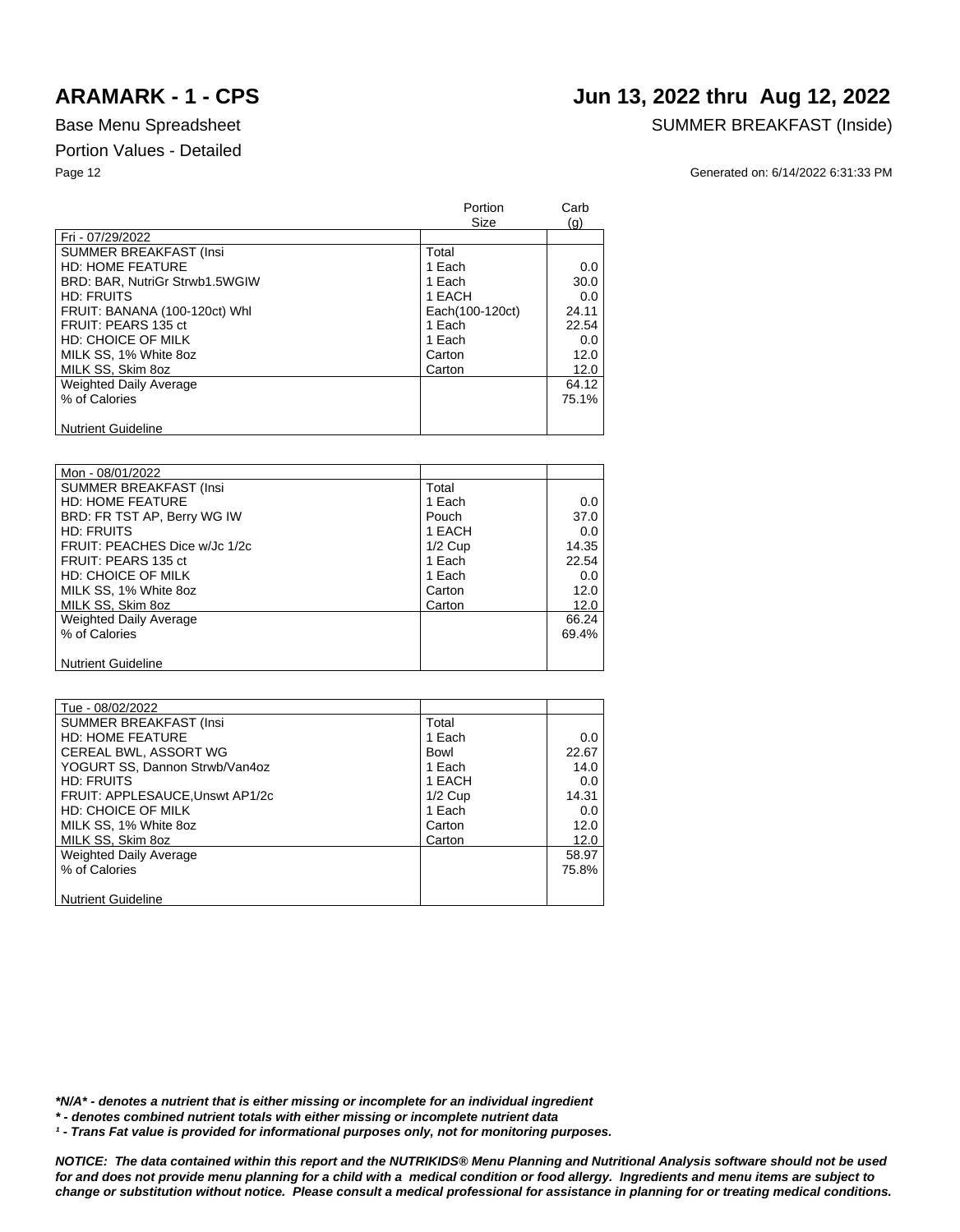# ARAMARK - 1 - CPS

# Jun 13, 2022 thru Aug 12, 2022

Base Menu Spreadsheet

SUMMER BREAKFAST (Inside)

Portion Values - Detailed

Generated on: 6/14/2022 6:31:33 PM

| | Portion Size | Carb (g) |
|---|---|---|
| Fri - 07/29/2022 | | |
| SUMMER BREAKFAST (Insi | Total | |
| HD: HOME FEATURE | 1 Each | 0.0 |
| BRD: BAR, NutriGr Strwb1.5WGIW | 1 Each | 30.0 |
| HD: FRUITS | 1 EACH | 0.0 |
| FRUIT: BANANA (100-120ct) Whl | Each(100-120ct) | 24.11 |
| FRUIT: PEARS 135 ct | 1 Each | 22.54 |
| HD: CHOICE OF MILK | 1 Each | 0.0 |
| MILK SS, 1% White 8oz | Carton | 12.0 |
| MILK SS, Skim 8oz | Carton | 12.0 |
| Weighted Daily Average | | 64.12 |
| % of Calories | | 75.1% |
| Nutrient Guideline | | |

| | Portion Size | Carb (g) |
|---|---|---|
| Mon - 08/01/2022 | | |
| SUMMER BREAKFAST (Insi | Total | |
| HD: HOME FEATURE | 1 Each | 0.0 |
| BRD: FR TST AP, Berry WG IW | Pouch | 37.0 |
| HD: FRUITS | 1 EACH | 0.0 |
| FRUIT: PEACHES Dice w/Jc 1/2c | 1/2 Cup | 14.35 |
| FRUIT: PEARS 135 ct | 1 Each | 22.54 |
| HD: CHOICE OF MILK | 1 Each | 0.0 |
| MILK SS, 1% White 8oz | Carton | 12.0 |
| MILK SS, Skim 8oz | Carton | 12.0 |
| Weighted Daily Average | | 66.24 |
| % of Calories | | 69.4% |
| Nutrient Guideline | | |

| | Portion Size | Carb (g) |
|---|---|---|
| Tue - 08/02/2022 | | |
| SUMMER BREAKFAST (Insi | Total | |
| HD: HOME FEATURE | 1 Each | 0.0 |
| CEREAL BWL, ASSORT WG | Bowl | 22.67 |
| YOGURT SS, Dannon Strwb/Van4oz | 1 Each | 14.0 |
| HD: FRUITS | 1 EACH | 0.0 |
| FRUIT: APPLESAUCE,Unswt AP1/2c | 1/2 Cup | 14.31 |
| HD: CHOICE OF MILK | 1 Each | 0.0 |
| MILK SS, 1% White 8oz | Carton | 12.0 |
| MILK SS, Skim 8oz | Carton | 12.0 |
| Weighted Daily Average | | 58.97 |
| % of Calories | | 75.8% |
| Nutrient Guideline | | |

***N/A* - denotes a nutrient that is either missing or incomplete for an individual ingredient**

*** - denotes combined nutrient totals with either missing or incomplete nutrient data**

**¹ - Trans Fat value is provided for informational purposes only, not for monitoring purposes.**

***NOTICE: The data contained within this report and the NUTRIKIDS® Menu Planning and Nutritional Analysis software should not be used for and does not provide menu planning for a child with a medical condition or food allergy. Ingredients and menu items are subject to change or substitution without notice. Please consult a medical professional for assistance in planning for or treating medical conditions.***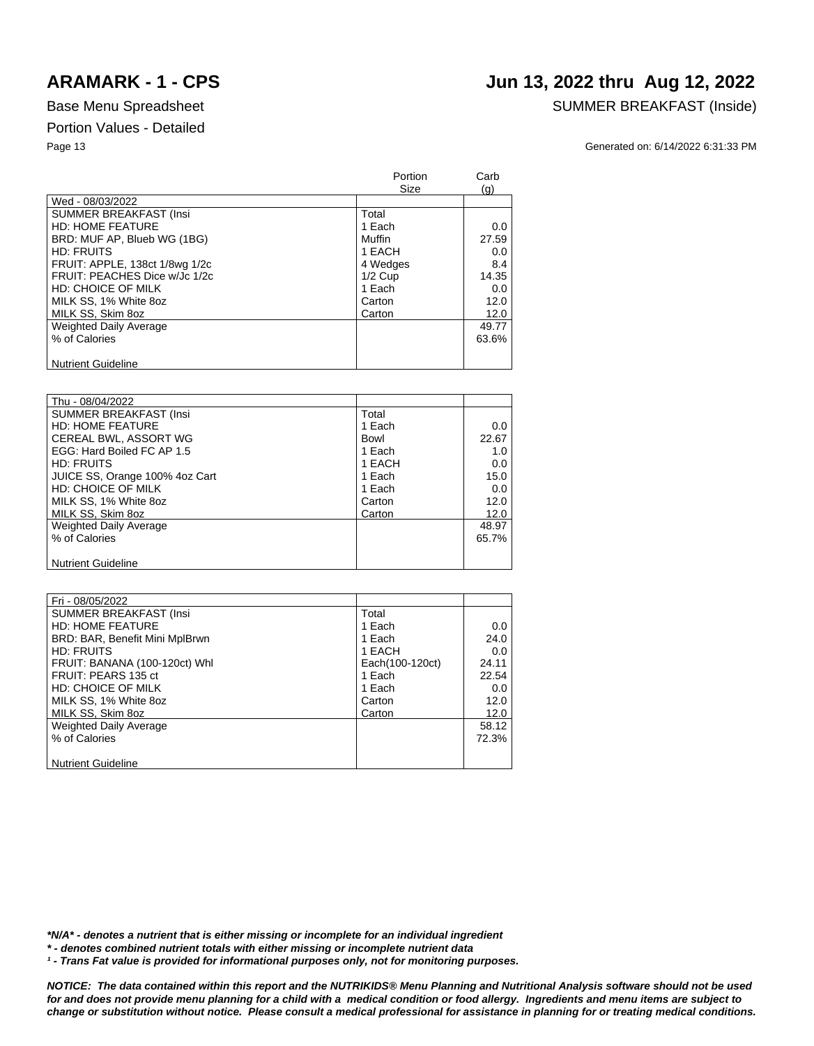# ARAMARK - 1 - CPS

## Jun 13, 2022 thru Aug 12, 2022

Base Menu Spreadsheet

SUMMER BREAKFAST (Inside)

Portion Values - Detailed

Generated on: 6/14/2022 6:31:33 PM

| | Portion Size | Carb (g) |
|---|---|---|
| Wed - 08/03/2022 | | |
| SUMMER BREAKFAST (Insi | Total | |
| HD: HOME FEATURE | 1 Each | 0.0 |
| BRD: MUF AP, Blueb WG (1BG) | Muffin | 27.59 |
| HD: FRUITS | 1 EACH | 0.0 |
| FRUIT: APPLE, 138ct 1/8wg 1/2c | 4 Wedges | 8.4 |
| FRUIT: PEACHES Dice w/Jc 1/2c | 1/2 Cup | 14.35 |
| HD: CHOICE OF MILK | 1 Each | 0.0 |
| MILK SS, 1% White 8oz | Carton | 12.0 |
| MILK SS, Skim 8oz | Carton | 12.0 |
| Weighted Daily Average | | 49.77 |
| % of Calories | | 63.6% |
| Nutrient Guideline | | |

| | | |
|---|---|---|
| Thu - 08/04/2022 | | |
| SUMMER BREAKFAST (Insi | Total | |
| HD: HOME FEATURE | 1 Each | 0.0 |
| CEREAL BWL, ASSORT WG | Bowl | 22.67 |
| EGG: Hard Boiled FC AP 1.5 | 1 Each | 1.0 |
| HD: FRUITS | 1 EACH | 0.0 |
| JUICE SS, Orange 100% 4oz Cart | 1 Each | 15.0 |
| HD: CHOICE OF MILK | 1 Each | 0.0 |
| MILK SS, 1% White 8oz | Carton | 12.0 |
| MILK SS, Skim 8oz | Carton | 12.0 |
| Weighted Daily Average | | 48.97 |
| % of Calories | | 65.7% |
| Nutrient Guideline | | |

| | | |
|---|---|---|
| Fri - 08/05/2022 | | |
| SUMMER BREAKFAST (Insi | Total | |
| HD: HOME FEATURE | 1 Each | 0.0 |
| BRD: BAR, Benefit Mini MplBrwn | 1 Each | 24.0 |
| HD: FRUITS | 1 EACH | 0.0 |
| FRUIT: BANANA (100-120ct) Whl | Each(100-120ct) | 24.11 |
| FRUIT: PEARS 135 ct | 1 Each | 22.54 |
| HD: CHOICE OF MILK | 1 Each | 0.0 |
| MILK SS, 1% White 8oz | Carton | 12.0 |
| MILK SS, Skim 8oz | Carton | 12.0 |
| Weighted Daily Average | | 58.12 |
| % of Calories | | 72.3% |
| Nutrient Guideline | | |

***N/A* - denotes a nutrient that is either missing or incomplete for an individual ingredient**

***\* - denotes combined nutrient totals with either missing or incomplete nutrient data***

***¹ - Trans Fat value is provided for informational purposes only, not for monitoring purposes.***

***NOTICE: The data contained within this report and the NUTRIKIDS® Menu Planning and Nutritional Analysis software should not be used for and does not provide menu planning for a child with a medical condition or food allergy. Ingredients and menu items are subject to change or substitution without notice. Please consult a medical professional for assistance in planning for or treating medical conditions.***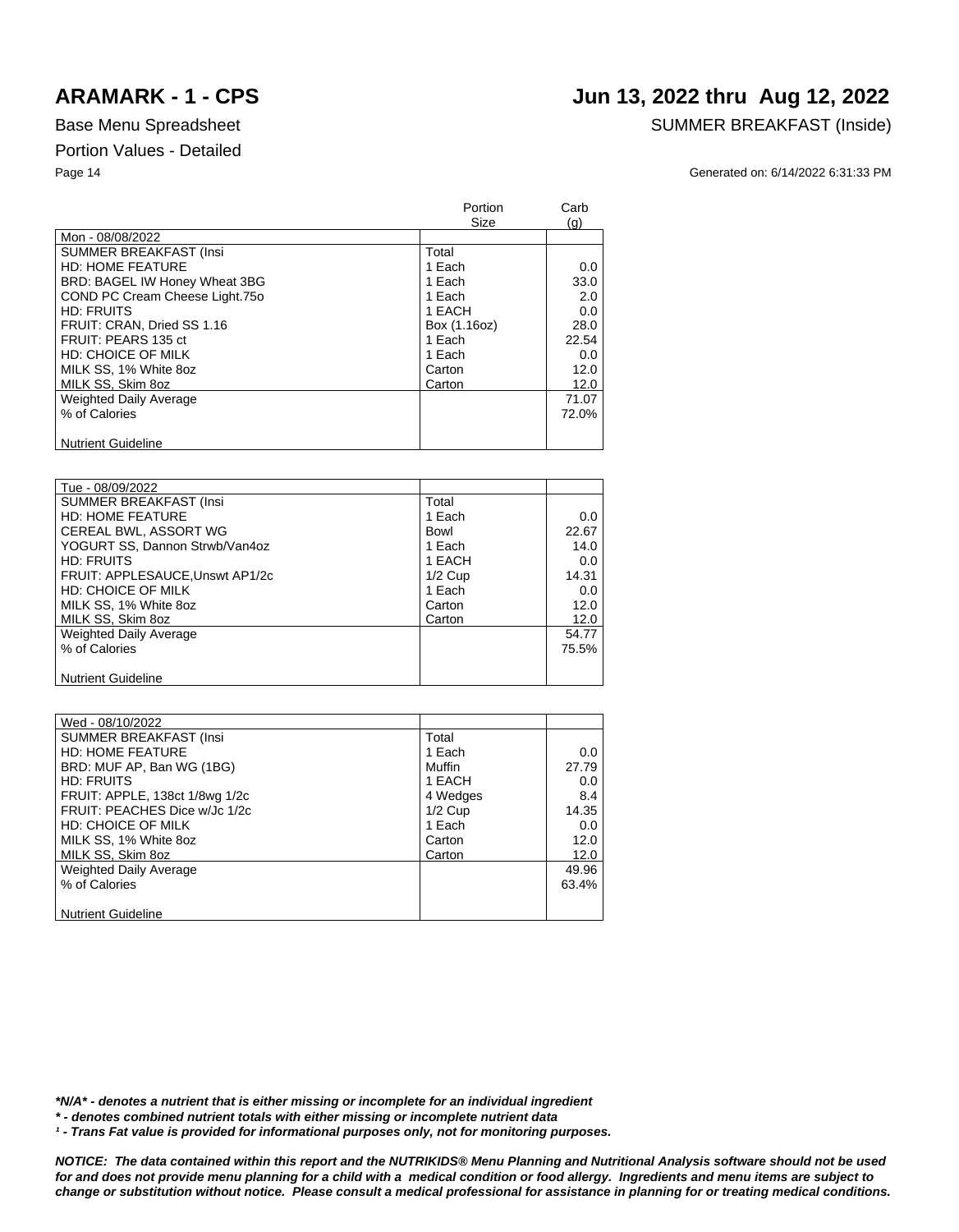# ARAMARK - 1 - CPS

## Jun 13, 2022 thru Aug 12, 2022

Base Menu Spreadsheet

SUMMER BREAKFAST (Inside)

Portion Values - Detailed

Generated on: 6/14/2022 6:31:33 PM

| | Portion Size | Carb (g) |
|---|---|---|
| Mon - 08/08/2022 | | |
| SUMMER BREAKFAST (Insi | Total | |
| HD: HOME FEATURE | 1 Each | 0.0 |
| BRD: BAGEL IW Honey Wheat 3BG | 1 Each | 33.0 |
| COND PC Cream Cheese Light.75o | 1 Each | 2.0 |
| HD: FRUITS | 1 EACH | 0.0 |
| FRUIT: CRAN, Dried SS 1.16 | Box (1.16oz) | 28.0 |
| FRUIT: PEARS 135 ct | 1 Each | 22.54 |
| HD: CHOICE OF MILK | 1 Each | 0.0 |
| MILK SS, 1% White 8oz | Carton | 12.0 |
| MILK SS, Skim 8oz | Carton | 12.0 |
| Weighted Daily Average | | 71.07 |
| % of Calories | | 72.0% |
| Nutrient Guideline | | |

| | | |
|---|---|---|
| Tue - 08/09/2022 | | |
| SUMMER BREAKFAST (Insi | Total | |
| HD: HOME FEATURE | 1 Each | 0.0 |
| CEREAL BWL, ASSORT WG | Bowl | 22.67 |
| YOGURT SS, Dannon Strwb/Van4oz | 1 Each | 14.0 |
| HD: FRUITS | 1 EACH | 0.0 |
| FRUIT: APPLESAUCE,Unswt AP1/2c | 1/2 Cup | 14.31 |
| HD: CHOICE OF MILK | 1 Each | 0.0 |
| MILK SS, 1% White 8oz | Carton | 12.0 |
| MILK SS, Skim 8oz | Carton | 12.0 |
| Weighted Daily Average | | 54.77 |
| % of Calories | | 75.5% |
| Nutrient Guideline | | |

| | | |
|---|---|---|
| Wed - 08/10/2022 | | |
| SUMMER BREAKFAST (Insi | Total | |
| HD: HOME FEATURE | 1 Each | 0.0 |
| BRD: MUF AP, Ban WG (1BG) | Muffin | 27.79 |
| HD: FRUITS | 1 EACH | 0.0 |
| FRUIT: APPLE, 138ct 1/8wg 1/2c | 4 Wedges | 8.4 |
| FRUIT: PEACHES Dice w/Jc 1/2c | 1/2 Cup | 14.35 |
| HD: CHOICE OF MILK | 1 Each | 0.0 |
| MILK SS, 1% White 8oz | Carton | 12.0 |
| MILK SS, Skim 8oz | Carton | 12.0 |
| Weighted Daily Average | | 49.96 |
| % of Calories | | 63.4% |
| Nutrient Guideline | | |

***N/A* - denotes a nutrient that is either missing or incomplete for an individual ingredient**

***\* - denotes combined nutrient totals with either missing or incomplete nutrient data***

***¹ - Trans Fat value is provided for informational purposes only, not for monitoring purposes.***

***NOTICE: The data contained within this report and the NUTRIKIDS® Menu Planning and Nutritional Analysis software should not be used for and does not provide menu planning for a child with a medical condition or food allergy. Ingredients and menu items are subject to change or substitution without notice. Please consult a medical professional for assistance in planning for or treating medical conditions.***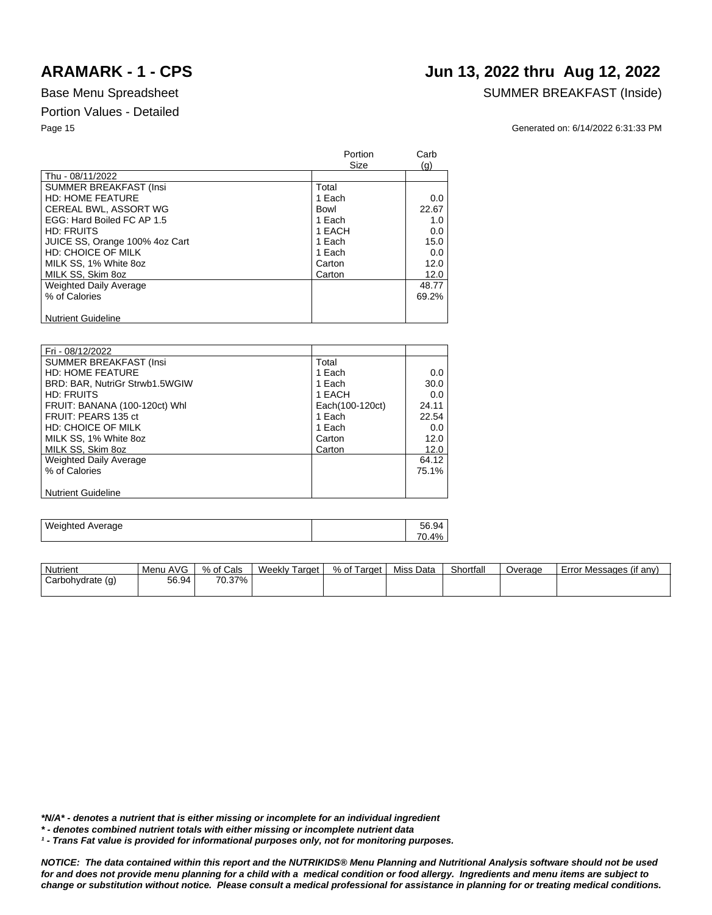# ARAMARK - 1 - CPS

# Jun 13, 2022 thru Aug 12, 2022

Base Menu Spreadsheet

SUMMER BREAKFAST (Inside)

Portion Values - Detailed

Generated on: 6/14/2022 6:31:33 PM

| | Portion Size | Carb (g) |
|---|---|---|
| Thu - 08/11/2022 | | |
| SUMMER BREAKFAST (Insi | Total | |
| HD: HOME FEATURE | 1 Each | 0.0 |
| CEREAL BWL, ASSORT WG | Bowl | 22.67 |
| EGG: Hard Boiled FC AP 1.5 | 1 Each | 1.0 |
| HD: FRUITS | 1 EACH | 0.0 |
| JUICE SS, Orange 100% 4oz Cart | 1 Each | 15.0 |
| HD: CHOICE OF MILK | 1 Each | 0.0 |
| MILK SS, 1% White 8oz | Carton | 12.0 |
| MILK SS, Skim 8oz | Carton | 12.0 |
| Weighted Daily Average | | 48.77 |
| % of Calories | | 69.2% |
| Nutrient Guideline | | |

| | | |
|---|---|---|
| Fri - 08/12/2022 | | |
| SUMMER BREAKFAST (Insi | Total | |
| HD: HOME FEATURE | 1 Each | 0.0 |
| BRD: BAR, NutriGr Strwb1.5WGIW | 1 Each | 30.0 |
| HD: FRUITS | 1 EACH | 0.0 |
| FRUIT: BANANA (100-120ct) Whl | Each(100-120ct) | 24.11 |
| FRUIT: PEARS 135 ct | 1 Each | 22.54 |
| HD: CHOICE OF MILK | 1 Each | 0.0 |
| MILK SS, 1% White 8oz | Carton | 12.0 |
| MILK SS, Skim 8oz | Carton | 12.0 |
| Weighted Daily Average | | 64.12 |
| % of Calories | | 75.1% |
| Nutrient Guideline | | |

| | | |
|---|---|---|
| Weighted Average | | 56.94<br>70.4% |

| Nutrient | Menu AVG | % of Cals | Weekly Target | % of Target | Miss Data | Shortfall | Overage | Error Messages (if any) |
|---|---|---|---|---|---|---|---|---|
| Carbohydrate (g) | 56.94 | 70.37% | | | | | | |

***N/A* - denotes a nutrient that is either missing or incomplete for an individual ingredient**

***\* - denotes combined nutrient totals with either missing or incomplete nutrient data***

***¹ - Trans Fat value is provided for informational purposes only, not for monitoring purposes.***

***NOTICE: The data contained within this report and the NUTRIKIDS® Menu Planning and Nutritional Analysis software should not be used for and does not provide menu planning for a child with a medical condition or food allergy. Ingredients and menu items are subject to change or substitution without notice. Please consult a medical professional for assistance in planning for or treating medical conditions.***